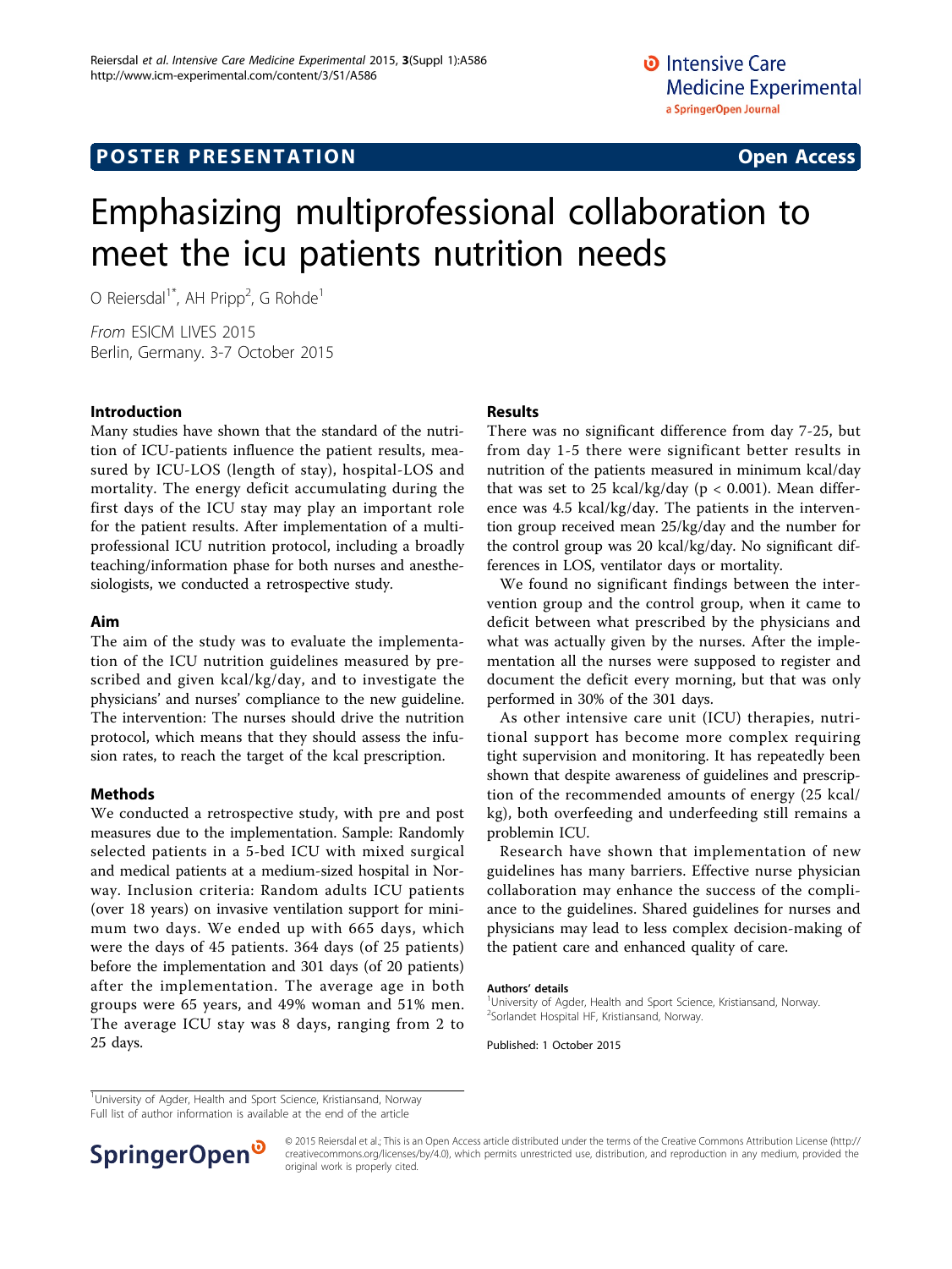POSTER PRESENTATION Open Access

# Emphasizing multiprofessional collaboration to meet the icu patients nutrition needs

O Reiersdal[1*], AH Pripp[2], G Rohde[1]

*From* ESICM LIVES 2015
Berlin, Germany. 3-7 October 2015

## Introduction

Many studies have shown that the standard of the nutrition of ICU-patients influence the patient results, measured by ICU-LOS (length of stay), hospital-LOS and mortality. The energy deficit accumulating during the first days of the ICU stay may play an important role for the patient results. After implementation of a multiprofessional ICU nutrition protocol, including a broadly teaching/information phase for both nurses and anesthesiologists, we conducted a retrospective study.

## Aim

The aim of the study was to evaluate the implementation of the ICU nutrition guidelines measured by prescribed and given kcal/kg/day, and to investigate the physicians' and nurses' compliance to the new guideline. The intervention: The nurses should drive the nutrition protocol, which means that they should assess the infusion rates, to reach the target of the kcal prescription.

## Methods

We conducted a retrospective study, with pre and post measures due to the implementation. Sample: Randomly selected patients in a 5-bed ICU with mixed surgical and medical patients at a medium-sized hospital in Norway. Inclusion criteria: Random adults ICU patients (over 18 years) on invasive ventilation support for minimum two days. We ended up with 665 days, which were the days of 45 patients. 364 days (of 25 patients) before the implementation and 301 days (of 20 patients) after the implementation. The average age in both groups were 65 years, and 49% woman and 51% men. The average ICU stay was 8 days, ranging from 2 to 25 days.

## Results

There was no significant difference from day 7-25, but from day 1-5 there were significant better results in nutrition of the patients measured in minimum kcal/day that was set to 25 kcal/kg/day ($p < 0.001$). Mean difference was 4.5 kcal/kg/day. The patients in the intervention group received mean 25/kg/day and the number for the control group was 20 kcal/kg/day. No significant differences in LOS, ventilator days or mortality.

We found no significant findings between the intervention group and the control group, when it came to deficit between what prescribed by the physicians and what was actually given by the nurses. After the implementation all the nurses were supposed to register and document the deficit every morning, but that was only performed in 30% of the 301 days.

As other intensive care unit (ICU) therapies, nutritional support has become more complex requiring tight supervision and monitoring. It has repeatedly been shown that despite awareness of guidelines and prescription of the recommended amounts of energy (25 kcal/kg), both overfeeding and underfeeding still remains a problemin ICU.

Research have shown that implementation of new guidelines has many barriers. Effective nurse physician collaboration may enhance the success of the compliance to the guidelines. Shared guidelines for nurses and physicians may lead to less complex decision-making of the patient care and enhanced quality of care.

### Authors' details

[1]University of Agder, Health and Sport Science, Kristiansand, Norway.
[2]Sorlandet Hospital HF, Kristiansand, Norway.

Published: 1 October 2015

[1]University of Agder, Health and Sport Science, Kristiansand, Norway
Full list of author information is available at the end of the article

© 2015 Reiersdal et al.; This is an Open Access article distributed under the terms of the Creative Commons Attribution License (http://creativecommons.org/licenses/by/4.0), which permits unrestricted use, distribution, and reproduction in any medium, provided the original work is properly cited.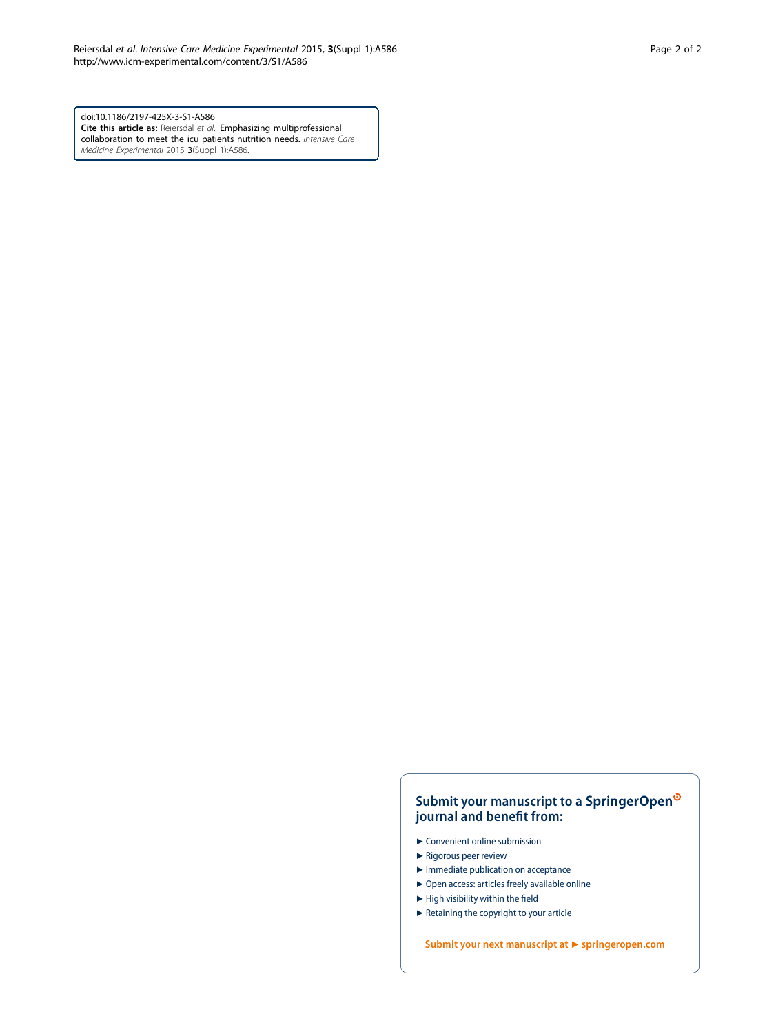doi:10.1186/2197-425X-3-S1-A586

**Cite this article as:** Reiersdal *et al.*: Emphasizing multiprofessional collaboration to meet the icu patients nutrition needs. *Intensive Care Medicine Experimental* 2015 **3**(Suppl 1):A586.

**Submit your manuscript to a SpringerOpen journal and benefit from:**

- ► Convenient online submission
- ► Rigorous peer review
- ► Immediate publication on acceptance
- ► Open access: articles freely available online
- ► High visibility within the field
- ► Retaining the copyright to your article

**Submit your next manuscript at ► springeropen.com**